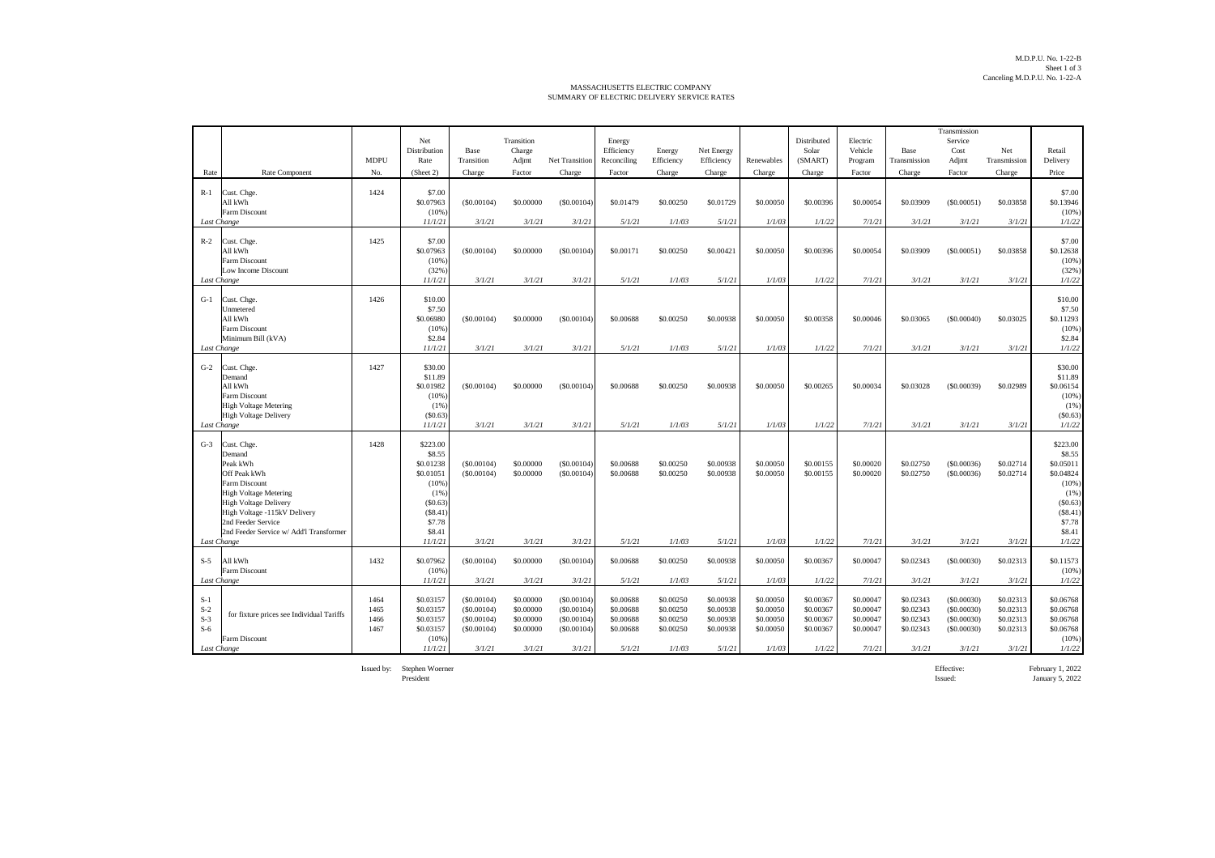M.D.P.U. No. 1-22-B
Sheet 1 of 3
Canceling M.D.P.U. No. 1-22-A

MASSACHUSETTS ELECTRIC COMPANY
SUMMARY OF ELECTRIC DELIVERY SERVICE RATES

| Rate | Rate Component | MDPU No. | Net Distribution Rate (Sheet 2) | Base Transition Charge | Transition Charge Adjmt Factor | Net Transition Charge | Energy Efficiency Reconciling Factor | Energy Efficiency Charge | Net Energy Efficiency Charge | Renewables Charge | Distributed Solar (SMART) Charge | Electric Vehicle Program Factor | Base Transmission Charge | Transmission Service Cost Adjmt Factor | Net Transmission Charge | Retail Delivery Price |
|---|---|---|---|---|---|---|---|---|---|---|---|---|---|---|---|---|
| R-1 | Cust. Chge. | 1424 | $7.00 | | | | | | | | | | | | | $7.00 |
| | All kWh | | $0.07963 | ($0.00104) | $0.00000 | ($0.00104) | $0.01479 | $0.00250 | $0.01729 | $0.00050 | $0.00396 | $0.00054 | $0.03909 | ($0.00051) | $0.03858 | $0.13946 |
| | Farm Discount | | (10%) | | | | | | | | | | | | | (10%) |
| *Last Change* | | | *11/1/21* | *3/1/21* | *3/1/21* | *3/1/21* | *5/1/21* | *1/1/03* | *5/1/21* | *1/1/03* | *1/1/22* | *7/1/21* | *3/1/21* | *3/1/21* | *3/1/21* | *1/1/22* |
| R-2 | Cust. Chge. | 1425 | $7.00 | | | | | | | | | | | | | $7.00 |
| | All kWh | | $0.07963 | ($0.00104) | $0.00000 | ($0.00104) | $0.00171 | $0.00250 | $0.00421 | $0.00050 | $0.00396 | $0.00054 | $0.03909 | ($0.00051) | $0.03858 | $0.12638 |
| | Farm Discount | | (10%) | | | | | | | | | | | | | (10%) |
| | Low Income Discount | | (32%) | | | | | | | | | | | | | (32%) |
| *Last Change* | | | *11/1/21* | *3/1/21* | *3/1/21* | *3/1/21* | *5/1/21* | *1/1/03* | *5/1/21* | *1/1/03* | *1/1/22* | *7/1/21* | *3/1/21* | *3/1/21* | *3/1/21* | *1/1/22* |
| G-1 | Cust. Chge. | 1426 | $10.00 | | | | | | | | | | | | | $10.00 |
| | Unmetered | | $7.50 | | | | | | | | | | | | | $7.50 |
| | All kWh | | $0.06980 | ($0.00104) | $0.00000 | ($0.00104) | $0.00688 | $0.00250 | $0.00938 | $0.00050 | $0.00358 | $0.00046 | $0.03065 | ($0.00040) | $0.03025 | $0.11293 |
| | Farm Discount | | (10%) | | | | | | | | | | | | | (10%) |
| | Minimum Bill (kVA) | | $2.84 | | | | | | | | | | | | | $2.84 |
| *Last Change* | | | *11/1/21* | *3/1/21* | *3/1/21* | *3/1/21* | *5/1/21* | *1/1/03* | *5/1/21* | *1/1/03* | *1/1/22* | *7/1/21* | *3/1/21* | *3/1/21* | *3/1/21* | *1/1/22* |
| G-2 | Cust. Chge. | 1427 | $30.00 | | | | | | | | | | | | | $30.00 |
| | Demand | | $11.89 | | | | | | | | | | | | | $11.89 |
| | All kWh | | $0.01982 | ($0.00104) | $0.00000 | ($0.00104) | $0.00688 | $0.00250 | $0.00938 | $0.00050 | $0.00265 | $0.00034 | $0.03028 | ($0.00039) | $0.02989 | $0.06154 |
| | Farm Discount | | (10%) | | | | | | | | | | | | | (10%) |
| | High Voltage Metering | | (1%) | | | | | | | | | | | | | (1%) |
| | High Voltage Delivery | | ($0.63) | | | | | | | | | | | | | ($0.63) |
| *Last Change* | | | *11/1/21* | *3/1/21* | *3/1/21* | *3/1/21* | *5/1/21* | *1/1/03* | *5/1/21* | *1/1/03* | *1/1/22* | *7/1/21* | *3/1/21* | *3/1/21* | *3/1/21* | *1/1/22* |
| G-3 | Cust. Chge. | 1428 | $223.00 | | | | | | | | | | | | | $223.00 |
| | Demand | | $8.55 | | | | | | | | | | | | | $8.55 |
| | Peak kWh | | $0.01238 | ($0.00104) | $0.00000 | ($0.00104) | $0.00688 | $0.00250 | $0.00938 | $0.00050 | $0.00155 | $0.00020 | $0.02750 | ($0.00036) | $0.02714 | $0.05011 |
| | Off Peak kWh | | $0.01051 | ($0.00104) | $0.00000 | ($0.00104) | $0.00688 | $0.00250 | $0.00938 | $0.00050 | $0.00155 | $0.00020 | $0.02750 | ($0.00036) | $0.02714 | $0.04824 |
| | Farm Discount | | (10%) | | | | | | | | | | | | | (10%) |
| | High Voltage Metering | | (1%) | | | | | | | | | | | | | (1%) |
| | High Voltage Delivery | | ($0.63) | | | | | | | | | | | | | ($0.63) |
| | High Voltage -115kV Delivery | | ($8.41) | | | | | | | | | | | | | ($8.41) |
| | 2nd Feeder Service | | $7.78 | | | | | | | | | | | | | $7.78 |
| | 2nd Feeder Service w/ Add'l Transformer | | $8.41 | | | | | | | | | | | | | $8.41 |
| *Last Change* | | | *11/1/21* | *3/1/21* | *3/1/21* | *3/1/21* | *5/1/21* | *1/1/03* | *5/1/21* | *1/1/03* | *1/1/22* | *7/1/21* | *3/1/21* | *3/1/21* | *3/1/21* | *1/1/22* |
| S-5 | All kWh | 1432 | $0.07962 | ($0.00104) | $0.00000 | ($0.00104) | $0.00688 | $0.00250 | $0.00938 | $0.00050 | $0.00367 | $0.00047 | $0.02343 | ($0.00030) | $0.02313 | $0.11573 |
| | Farm Discount | | (10%) | | | | | | | | | | | | | (10%) |
| *Last Change* | | | *11/1/21* | *3/1/21* | *3/1/21* | *3/1/21* | *5/1/21* | *1/1/03* | *5/1/21* | *1/1/03* | *1/1/22* | *7/1/21* | *3/1/21* | *3/1/21* | *3/1/21* | *1/1/22* |
| S-1 | for fixture prices see Individual Tariffs | 1464 | $0.03157 | ($0.00104) | $0.00000 | ($0.00104) | $0.00688 | $0.00250 | $0.00938 | $0.00050 | $0.00367 | $0.00047 | $0.02343 | ($0.00030) | $0.02313 | $0.06768 |
| S-2 | | 1465 | $0.03157 | ($0.00104) | $0.00000 | ($0.00104) | $0.00688 | $0.00250 | $0.00938 | $0.00050 | $0.00367 | $0.00047 | $0.02343 | ($0.00030) | $0.02313 | $0.06768 |
| S-3 | | 1466 | $0.03157 | ($0.00104) | $0.00000 | ($0.00104) | $0.00688 | $0.00250 | $0.00938 | $0.00050 | $0.00367 | $0.00047 | $0.02343 | ($0.00030) | $0.02313 | $0.06768 |
| S-6 | | 1467 | $0.03157 | ($0.00104) | $0.00000 | ($0.00104) | $0.00688 | $0.00250 | $0.00938 | $0.00050 | $0.00367 | $0.00047 | $0.02343 | ($0.00030) | $0.02313 | $0.06768 |
| | Farm Discount | | (10%) | | | | | | | | | | | | | (10%) |
| *Last Change* | | | *11/1/21* | *3/1/21* | *3/1/21* | *3/1/21* | *5/1/21* | *1/1/03* | *5/1/21* | *1/1/03* | *1/1/22* | *7/1/21* | *3/1/21* | *3/1/21* | *3/1/21* | *1/1/22* |

Issued by: Stephen Woerner
President

Effective: February 1, 2022
Issued: January 5, 2022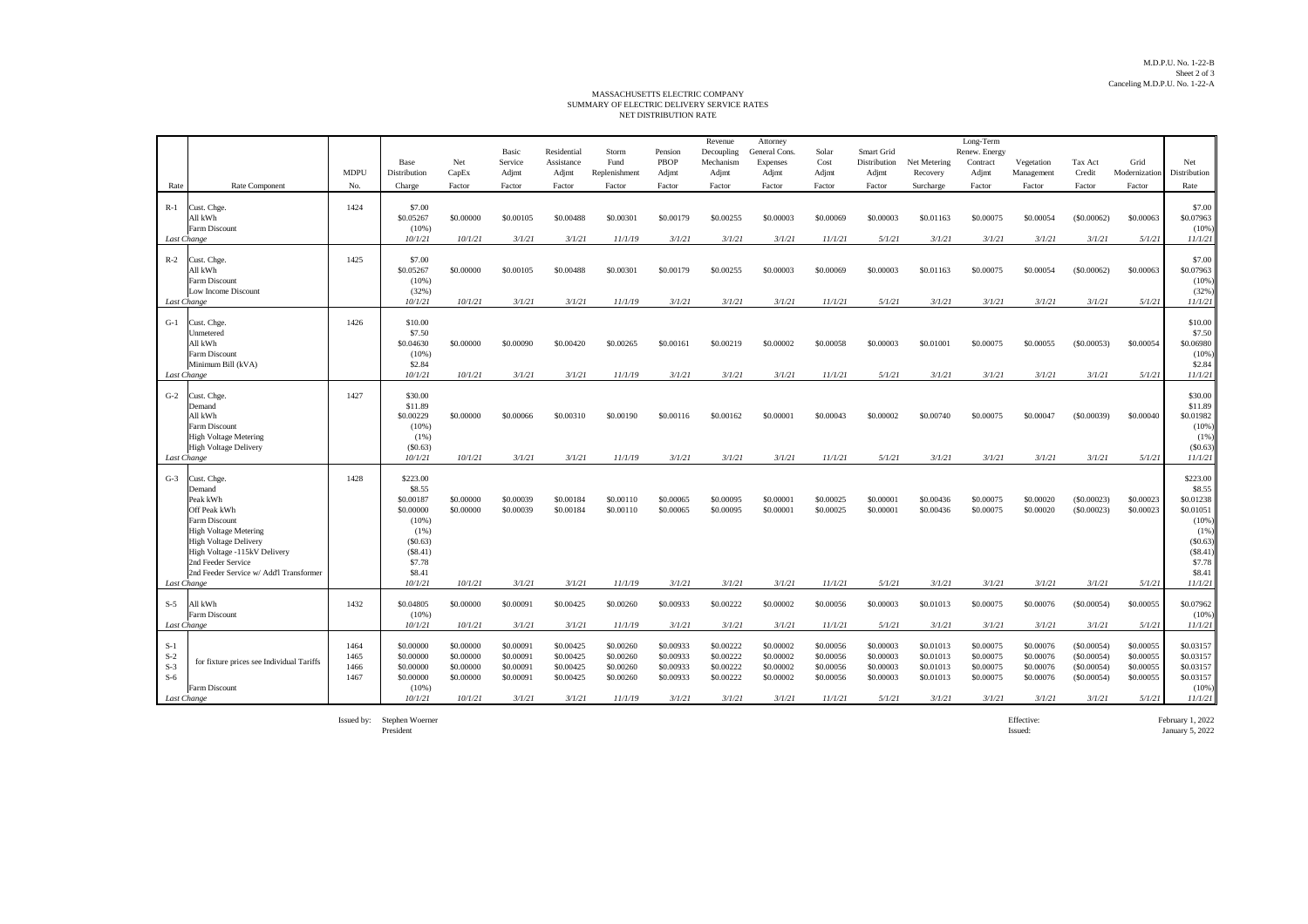M.D.P.U. No. 1-22-B
Sheet 2 of 3
Canceling M.D.P.U. No. 1-22-A

# MASSACHUSETTS ELECTRIC COMPANY
## SUMMARY OF ELECTRIC DELIVERY SERVICE RATES
### NET DISTRIBUTION RATE

| Rate | Rate Component | MDPU No. | Base Distribution Charge | Net CapEx Factor | Basic Service Adjmt Factor | Residential Assistance Adjmt Factor | Storm Fund Replenishment Factor | Pension PBOP Adjmt Factor | Revenue Decoupling Mechanism Adjmt Factor | Attorney General Cons. Expenses Adjmt Factor | Solar Cost Adjmt Factor | Smart Grid Distribution Adjmt Factor | Net Metering Recovery Surcharge | Long-Term Renew. Energy Contract Adjmt Factor | Vegetation Management Factor | Tax Act Credit Factor | Grid Modernization Factor | Net Distribution Rate |
|---|---|---|---|---|---|---|---|---|---|---|---|---|---|---|---|---|---|---|
| R-1 | Cust. Chge. | 1424 | $7.00 | | | | | | | | | | | | | | | $7.00 |
| | All kWh | | $0.05267 | $0.00000 | $0.00105 | $0.00488 | $0.00301 | $0.00179 | $0.00255 | $0.00003 | $0.00069 | $0.00003 | $0.01163 | $0.00075 | $0.00054 | ($0.00062) | $0.00063 | $0.07963 |
| | Farm Discount | | (10%) | | | | | | | | | | | | | | | (10%) |
| *Last Change* | | | *10/1/21* | *10/1/21* | *3/1/21* | *3/1/21* | *11/1/19* | *3/1/21* | *3/1/21* | *3/1/21* | *11/1/21* | *5/1/21* | *3/1/21* | *3/1/21* | *3/1/21* | *3/1/21* | *5/1/21* | *11/1/21* |
| R-2 | Cust. Chge. | 1425 | $7.00 | | | | | | | | | | | | | | | $7.00 |
| | All kWh | | $0.05267 | $0.00000 | $0.00105 | $0.00488 | $0.00301 | $0.00179 | $0.00255 | $0.00003 | $0.00069 | $0.00003 | $0.01163 | $0.00075 | $0.00054 | ($0.00062) | $0.00063 | $0.07963 |
| | Farm Discount | | (10%) | | | | | | | | | | | | | | | (10%) |
| | Low Income Discount | | (32%) | | | | | | | | | | | | | | | (32%) |
| *Last Change* | | | *10/1/21* | *10/1/21* | *3/1/21* | *3/1/21* | *11/1/19* | *3/1/21* | *3/1/21* | *3/1/21* | *11/1/21* | *5/1/21* | *3/1/21* | *3/1/21* | *3/1/21* | *3/1/21* | *5/1/21* | *11/1/21* |
| G-1 | Cust. Chge. | 1426 | $10.00 | | | | | | | | | | | | | | | $10.00 |
| | Unmetered | | $7.50 | | | | | | | | | | | | | | | $7.50 |
| | All kWh | | $0.04630 | $0.00000 | $0.00090 | $0.00420 | $0.00265 | $0.00161 | $0.00219 | $0.00002 | $0.00058 | $0.00003 | $0.01001 | $0.00075 | $0.00055 | ($0.00053) | $0.00054 | $0.06980 |
| | Farm Discount | | (10%) | | | | | | | | | | | | | | | (10%) |
| | Minimum Bill (kVA) | | $2.84 | | | | | | | | | | | | | | | $2.84 |
| *Last Change* | | | *10/1/21* | *10/1/21* | *3/1/21* | *3/1/21* | *11/1/19* | *3/1/21* | *3/1/21* | *3/1/21* | *11/1/21* | *5/1/21* | *3/1/21* | *3/1/21* | *3/1/21* | *3/1/21* | *5/1/21* | *11/1/21* |
| G-2 | Cust. Chge. | 1427 | $30.00 | | | | | | | | | | | | | | | $30.00 |
| | Demand | | $11.89 | | | | | | | | | | | | | | | $11.89 |
| | All kWh | | $0.00229 | $0.00000 | $0.00066 | $0.00310 | $0.00190 | $0.00116 | $0.00162 | $0.00001 | $0.00043 | $0.00002 | $0.00740 | $0.00075 | $0.00047 | ($0.00039) | $0.00040 | $0.01982 |
| | Farm Discount | | (10%) | | | | | | | | | | | | | | | (10%) |
| | High Voltage Metering | | (1%) | | | | | | | | | | | | | | | (1%) |
| | High Voltage Delivery | | ($0.63) | | | | | | | | | | | | | | | ($0.63) |
| *Last Change* | | | *10/1/21* | *10/1/21* | *3/1/21* | *3/1/21* | *11/1/19* | *3/1/21* | *3/1/21* | *3/1/21* | *11/1/21* | *5/1/21* | *3/1/21* | *3/1/21* | *3/1/21* | *3/1/21* | *5/1/21* | *11/1/21* |
| G-3 | Cust. Chge. | 1428 | $223.00 | | | | | | | | | | | | | | | $223.00 |
| | Demand | | $8.55 | | | | | | | | | | | | | | | $8.55 |
| | Peak kWh | | $0.00187 | $0.00000 | $0.00039 | $0.00184 | $0.00110 | $0.00065 | $0.00095 | $0.00001 | $0.00025 | $0.00001 | $0.00436 | $0.00075 | $0.00020 | ($0.00023) | $0.00023 | $0.01238 |
| | Off Peak kWh | | $0.00000 | $0.00000 | $0.00039 | $0.00184 | $0.00110 | $0.00065 | $0.00095 | $0.00001 | $0.00025 | $0.00001 | $0.00436 | $0.00075 | $0.00020 | ($0.00023) | $0.00023 | $0.01051 |
| | Farm Discount | | (10%) | | | | | | | | | | | | | | | (10%) |
| | High Voltage Metering | | (1%) | | | | | | | | | | | | | | | (1%) |
| | High Voltage Delivery | | ($0.63) | | | | | | | | | | | | | | | ($0.63) |
| | High Voltage -115kV Delivery | | ($8.41) | | | | | | | | | | | | | | | ($8.41) |
| | 2nd Feeder Service | | $7.78 | | | | | | | | | | | | | | | $7.78 |
| | 2nd Feeder Service w/ Add'l Transformer | | $8.41 | | | | | | | | | | | | | | | $8.41 |
| *Last Change* | | | *10/1/21* | *10/1/21* | *3/1/21* | *3/1/21* | *11/1/19* | *3/1/21* | *3/1/21* | *3/1/21* | *11/1/21* | *5/1/21* | *3/1/21* | *3/1/21* | *3/1/21* | *3/1/21* | *5/1/21* | *11/1/21* |
| S-5 | All kWh | 1432 | $0.04805 | $0.00000 | $0.00091 | $0.00425 | $0.00260 | $0.00933 | $0.00222 | $0.00002 | $0.00056 | $0.00003 | $0.01013 | $0.00075 | $0.00076 | ($0.00054) | $0.00055 | $0.07962 |
| | Farm Discount | | (10%) | | | | | | | | | | | | | | | (10%) |
| *Last Change* | | | *10/1/21* | *10/1/21* | *3/1/21* | *3/1/21* | *11/1/19* | *3/1/21* | *3/1/21* | *3/1/21* | *11/1/21* | *5/1/21* | *3/1/21* | *3/1/21* | *3/1/21* | *3/1/21* | *5/1/21* | *11/1/21* |
| S-1 | for fixture prices see Individual Tariffs | 1464 | $0.00000 | $0.00000 | $0.00091 | $0.00425 | $0.00260 | $0.00933 | $0.00222 | $0.00002 | $0.00056 | $0.00003 | $0.01013 | $0.00075 | $0.00076 | ($0.00054) | $0.00055 | $0.03157 |
| S-2 | | 1465 | $0.00000 | $0.00000 | $0.00091 | $0.00425 | $0.00260 | $0.00933 | $0.00222 | $0.00002 | $0.00056 | $0.00003 | $0.01013 | $0.00075 | $0.00076 | ($0.00054) | $0.00055 | $0.03157 |
| S-3 | | 1466 | $0.00000 | $0.00000 | $0.00091 | $0.00425 | $0.00260 | $0.00933 | $0.00222 | $0.00002 | $0.00056 | $0.00003 | $0.01013 | $0.00075 | $0.00076 | ($0.00054) | $0.00055 | $0.03157 |
| S-6 | | 1467 | $0.00000 | $0.00000 | $0.00091 | $0.00425 | $0.00260 | $0.00933 | $0.00222 | $0.00002 | $0.00056 | $0.00003 | $0.01013 | $0.00075 | $0.00076 | ($0.00054) | $0.00055 | $0.03157 |
| | Farm Discount | | (10%) | | | | | | | | | | | | | | | (10%) |
| *Last Change* | | | *10/1/21* | *10/1/21* | *3/1/21* | *3/1/21* | *11/1/19* | *3/1/21* | *3/1/21* | *3/1/21* | *11/1/21* | *5/1/21* | *3/1/21* | *3/1/21* | *3/1/21* | *3/1/21* | *5/1/21* | *11/1/21* |

Issued by: Stephen Woerner
President

Effective: February 1, 2022
Issued: January 5, 2022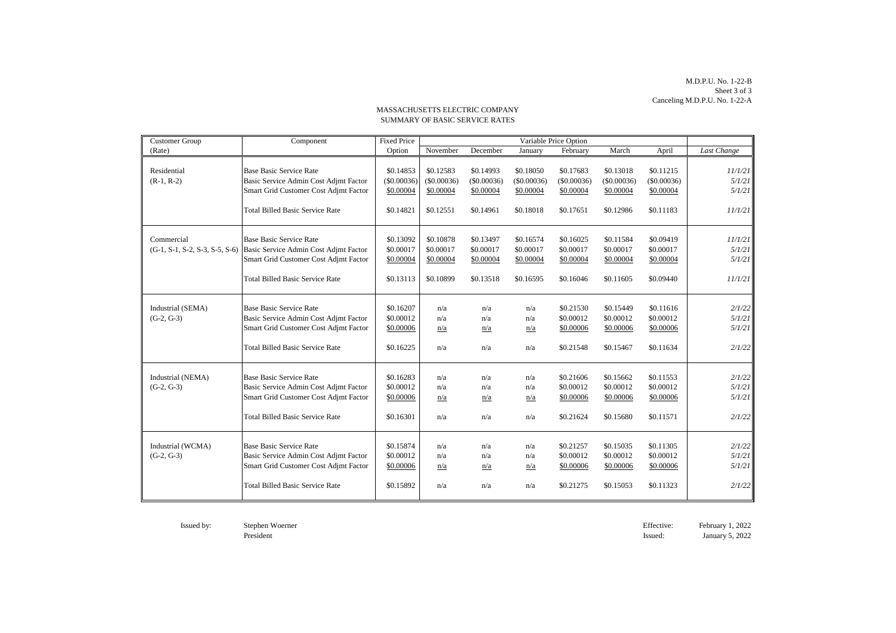M.D.P.U. No. 1-22-B
Sheet 3 of 3
Canceling M.D.P.U. No. 1-22-A

MASSACHUSETTS ELECTRIC COMPANY
SUMMARY OF BASIC SERVICE RATES

| Customer Group (Rate) | Component | Fixed Price Option | Variable Price Option | | | | | | *Last Change* |
|---|---|---|---|---|---|---|---|---|---|
| | | | November | December | January | February | March | April | |
| Residential (R-1, R-2) | Base Basic Service Rate | $0.14853 | $0.12583 | $0.14993 | $0.18050 | $0.17683 | $0.13018 | $0.11215 | *11/1/21* |
| | Basic Service Admin Cost Adjmt Factor | ($0.00036) | ($0.00036) | ($0.00036) | ($0.00036) | ($0.00036) | ($0.00036) | ($0.00036) | *5/1/21* |
| | Smart Grid Customer Cost Adjmt Factor | $0.00004 | $0.00004 | $0.00004 | $0.00004 | $0.00004 | $0.00004 | $0.00004 | *5/1/21* |
| | Total Billed Basic Service Rate | $0.14821 | $0.12551 | $0.14961 | $0.18018 | $0.17651 | $0.12986 | $0.11183 | *11/1/21* |
| Commercial (G-1, S-1, S-2, S-3, S-5, S-6) | Base Basic Service Rate | $0.13092 | $0.10878 | $0.13497 | $0.16574 | $0.16025 | $0.11584 | $0.09419 | *11/1/21* |
| | Basic Service Admin Cost Adjmt Factor | $0.00017 | $0.00017 | $0.00017 | $0.00017 | $0.00017 | $0.00017 | $0.00017 | *5/1/21* |
| | Smart Grid Customer Cost Adjmt Factor | $0.00004 | $0.00004 | $0.00004 | $0.00004 | $0.00004 | $0.00004 | $0.00004 | *5/1/21* |
| | Total Billed Basic Service Rate | $0.13113 | $0.10899 | $0.13518 | $0.16595 | $0.16046 | $0.11605 | $0.09440 | *11/1/21* |
| Industrial (SEMA) (G-2, G-3) | Base Basic Service Rate | $0.16207 | n/a | n/a | n/a | $0.21530 | $0.15449 | $0.11616 | *2/1/22* |
| | Basic Service Admin Cost Adjmt Factor | $0.00012 | n/a | n/a | n/a | $0.00012 | $0.00012 | $0.00012 | *5/1/21* |
| | Smart Grid Customer Cost Adjmt Factor | $0.00006 | n/a | n/a | n/a | $0.00006 | $0.00006 | $0.00006 | *5/1/21* |
| | Total Billed Basic Service Rate | $0.16225 | n/a | n/a | n/a | $0.21548 | $0.15467 | $0.11634 | *2/1/22* |
| Industrial (NEMA) (G-2, G-3) | Base Basic Service Rate | $0.16283 | n/a | n/a | n/a | $0.21606 | $0.15662 | $0.11553 | *2/1/22* |
| | Basic Service Admin Cost Adjmt Factor | $0.00012 | n/a | n/a | n/a | $0.00012 | $0.00012 | $0.00012 | *5/1/21* |
| | Smart Grid Customer Cost Adjmt Factor | $0.00006 | n/a | n/a | n/a | $0.00006 | $0.00006 | $0.00006 | *5/1/21* |
| | Total Billed Basic Service Rate | $0.16301 | n/a | n/a | n/a | $0.21624 | $0.15680 | $0.11571 | *2/1/22* |
| Industrial (WCMA) (G-2, G-3) | Base Basic Service Rate | $0.15874 | n/a | n/a | n/a | $0.21257 | $0.15035 | $0.11305 | *2/1/22* |
| | Basic Service Admin Cost Adjmt Factor | $0.00012 | n/a | n/a | n/a | $0.00012 | $0.00012 | $0.00012 | *5/1/21* |
| | Smart Grid Customer Cost Adjmt Factor | $0.00006 | n/a | n/a | n/a | $0.00006 | $0.00006 | $0.00006 | *5/1/21* |
| | Total Billed Basic Service Rate | $0.15892 | n/a | n/a | n/a | $0.21275 | $0.15053 | $0.11323 | *2/1/22* |

Issued by: Stephen Woerner
President

Effective: February 1, 2022
Issued: January 5, 2022